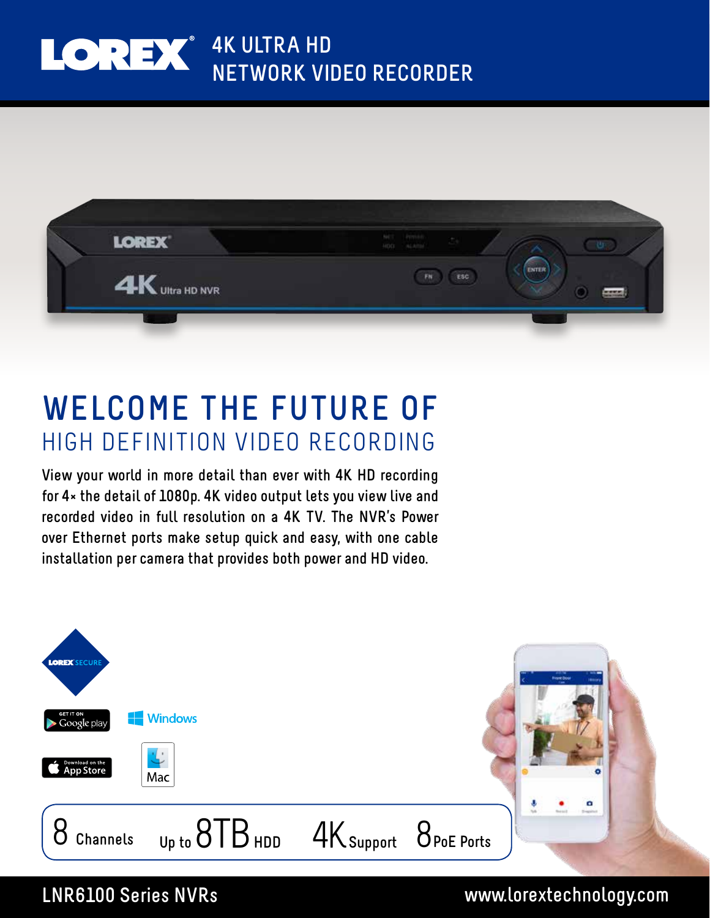# LOREX 4K ULTRA HD NETWORK VIDEO RECORDER

## WELCOME THE FUTURE OF HIGH DEFINITION VIDEO RECORDING

View your world in more detail than ever with 4K HD recording for 4× the detail of 1080p. 4K video output lets you view live and recorded video in full resolution on a 4K TV. The NVR's Power over Ethernet ports make setup quick and easy, with one cable installation per camera that provides both power and HD video.

LOREX SECURE

GET IT ON Google play | Windows | Download on the App Store | Mac

8 Channels | Up to 8TB HDD | 4K Support | 8 PoE Ports

LNR6100 Series NVRs

www.lorextechnology.com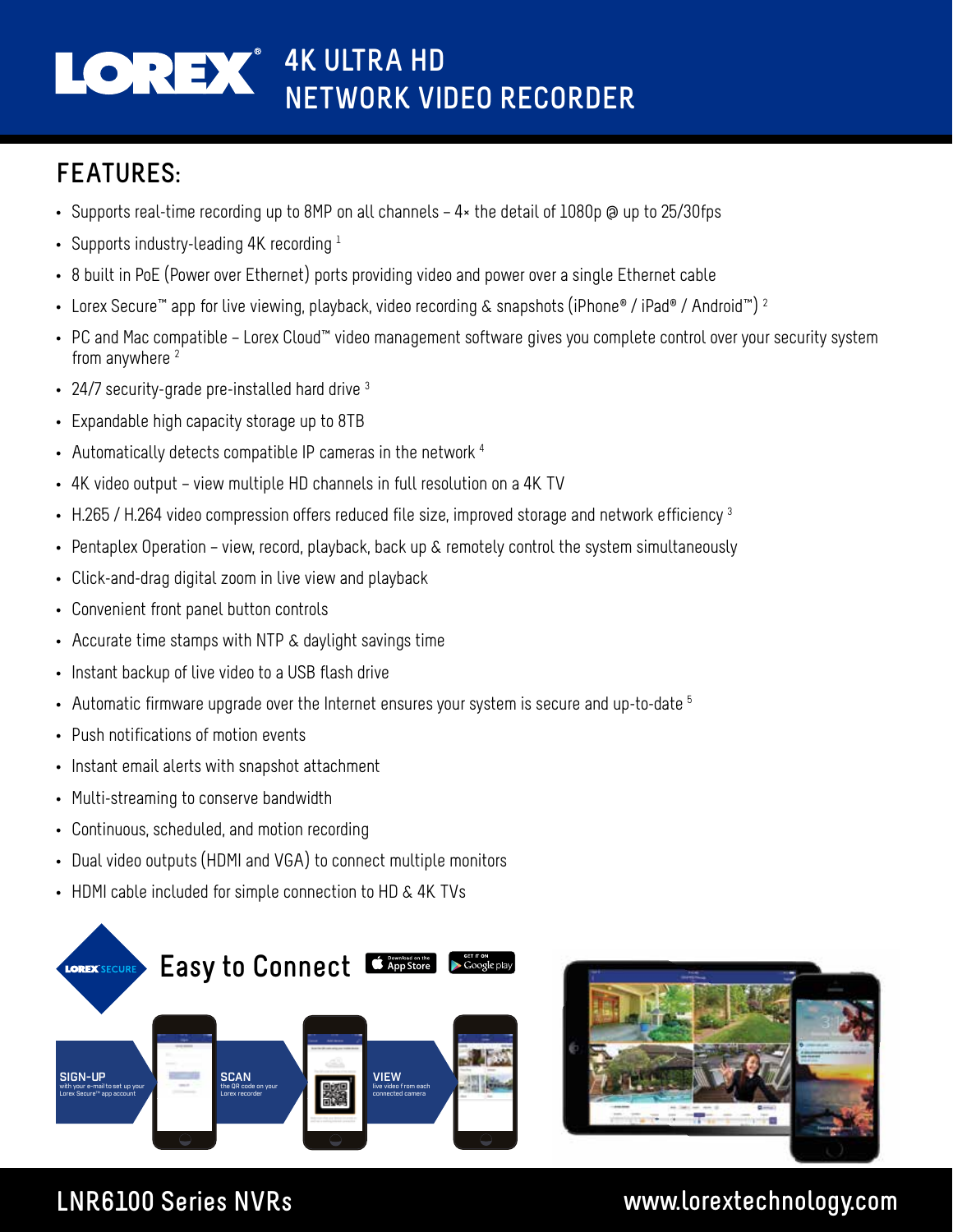# LOREX 4K ULTRA HD NETWORK VIDEO RECORDER

## FEATURES:

- Supports real-time recording up to 8MP on all channels – 4× the detail of 1080p @ up to 25/30fps
- Supports industry-leading 4K recording [1]
- 8 built in PoE (Power over Ethernet) ports providing video and power over a single Ethernet cable
- Lorex Secure™ app for live viewing, playback, video recording & snapshots (iPhone® / iPad® / Android™) [2]
- PC and Mac compatible – Lorex Cloud™ video management software gives you complete control over your security system from anywhere [2]
- 24/7 security-grade pre-installed hard drive [3]
- Expandable high capacity storage up to 8TB
- Automatically detects compatible IP cameras in the network [4]
- 4K video output – view multiple HD channels in full resolution on a 4K TV
- H.265 / H.264 video compression offers reduced file size, improved storage and network efficiency [3]
- Pentaplex Operation – view, record, playback, back up & remotely control the system simultaneously
- Click-and-drag digital zoom in live view and playback
- Convenient front panel button controls
- Accurate time stamps with NTP & daylight savings time
- Instant backup of live video to a USB flash drive
- Automatic firmware upgrade over the Internet ensures your system is secure and up-to-date [5]
- Push notifications of motion events
- Instant email alerts with snapshot attachment
- Multi-streaming to conserve bandwidth
- Continuous, scheduled, and motion recording
- Dual video outputs (HDMI and VGA) to connect multiple monitors
- HDMI cable included for simple connection to HD & 4K TVs

## Easy to Connect

**SIGN-UP** with your e-mail to set up your Lorex Secure™ app account

**SCAN** the QR code on your Lorex recorder

**VIEW** live video from each connected camera

LNR6100 Series NVRs

www.lorextechnology.com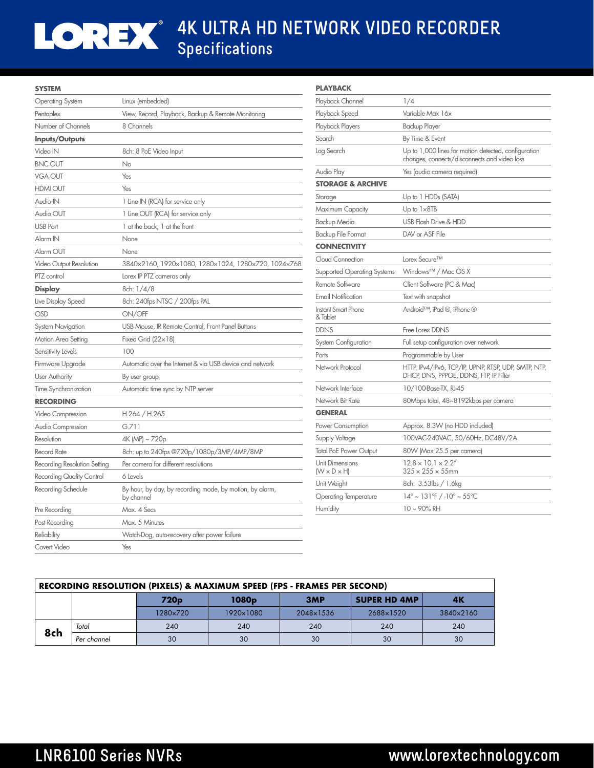# LOREX 4K ULTRA HD NETWORK VIDEO RECORDER
## Specifications

| SYSTEM | |
|---|---|
| Operating System | Linux (embedded) |
| Pentaplex | View, Record, Playback, Backup & Remote Monitoring |
| Number of Channels | 8 Channels |
| **Inputs/Outputs** | |
| Video IN | 8ch: 8 PoE Video Input |
| BNC OUT | No |
| VGA OUT | Yes |
| HDMI OUT | Yes |
| Audio IN | 1 Line IN (RCA) for service only |
| Audio OUT | 1 Line OUT (RCA) for service only |
| USB Port | 1 at the back, 1 at the front |
| Alarm IN | None |
| Alarm OUT | None |
| Video Output Resolution | 3840×2160, 1920×1080, 1280×1024, 1280×720, 1024×768 |
| PTZ control | Lorex IP PTZ cameras only |
| **Display** | 8ch: 1/4/8 |
| Live Display Speed | 8ch: 240fps NTSC / 200fps PAL |
| OSD | ON/OFF |
| System Navigation | USB Mouse, IR Remote Control, Front Panel Buttons |
| Motion Area Setting | Fixed Grid (22×18) |
| Sensitivity Levels | 100 |
| Firmware Upgrade | Automatic over the Internet & via USB device and network |
| User Authority | By user group |
| Time Synchronization | Automatic time sync by NTP server |

| RECORDING | |
|---|---|
| Video Compression | H.264 / H.265 |
| Audio Compression | G.711 |
| Resolution | 4K (MP) ~ 720p |
| Record Rate | 8ch: up to 240fps @720p/1080p/3MP/4MP/8MP |
| Recording Resolution Setting | Per camera for different resolutions |
| Recording Quality Control | 6 Levels |
| Recording Schedule | By hour, by day, by recording mode, by motion, by alarm, by channel |
| Pre Recording | Max. 4 Secs |
| Post Recording | Max. 5 Minutes |
| Reliability | Watch-Dog, auto-recovery after power failure |
| Covert Video | Yes |

| PLAYBACK | |
|---|---|
| Playback Channel | 1/4 |
| Playback Speed | Variable Max 16x |
| Playback Players | Backup Player |
| Search | By Time & Event |
| Log Search | Up to 1,000 lines for motion detected, configuration changes, connects/disconnects and video loss |
| Audio Play | Yes (audio camera required) |

| STORAGE & ARCHIVE | |
|---|---|
| Storage | Up to 1 HDDs (SATA) |
| Maximum Capacity | Up to 1×8TB |
| Backup Media | USB Flash Drive & HDD |
| Backup File Format | DAV or ASF File |

| CONNECTIVITY | |
|---|---|
| Cloud Connection | Lorex Secure™ |
| Supported Operating Systems | Windows™ / Mac OS X |
| Remote Software | Client Software (PC & Mac) |
| Email Notification | Text with snapshot |
| Instant Smart Phone & Tablet | Android™, iPad®, iPhone® |
| DDNS | Free Lorex DDNS |
| System Configuration | Full setup configuration over network |
| Ports | Programmable by User |
| Network Protocol | HTTP, IPv4/IPv6, TCP/IP, UPNP, RTSP, UDP, SMTP, NTP, DHCP, DNS, PPPOE, DDNS, FTP, IP Filter |
| Network Interface | 10/100-Base-TX, RJ-45 |
| Network Bit Rate | 80Mbps total, 48~8192kbps per camera |

| GENERAL | |
|---|---|
| Power Consumption | Approx. 8.3W (no HDD included) |
| Supply Voltage | 100VAC-240VAC, 50/60Hz, DC48V/2A |
| Total PoE Power Output | 80W (Max 25.5 per camera) |
| Unit Dimensions (W × D × H) | 12.8 × 10.1 × 2.2"<br>325 × 255 × 55mm |
| Unit Weight | 8ch: 3.53lbs / 1.6kg |
| Operating Temperature | 14° ~ 131°F / -10° ~ 55°C |
| Humidity | 10 ~ 90% RH |

**RECORDING RESOLUTION (PIXELS) & MAXIMUM SPEED (FPS - FRAMES PER SECOND)**

| | | 720p | 1080p | 3MP | SUPER HD 4MP | 4K |
|---|---|---|---|---|---|---|
| | | 1280×720 | 1920×1080 | 2048×1536 | 2688×1520 | 3840×2160 |
| **8ch** | *Total* | 240 | 240 | 240 | 240 | 240 |
| | *Per channel* | 30 | 30 | 30 | 30 | 30 |

LNR6100 Series NVRs — www.lorextechnology.com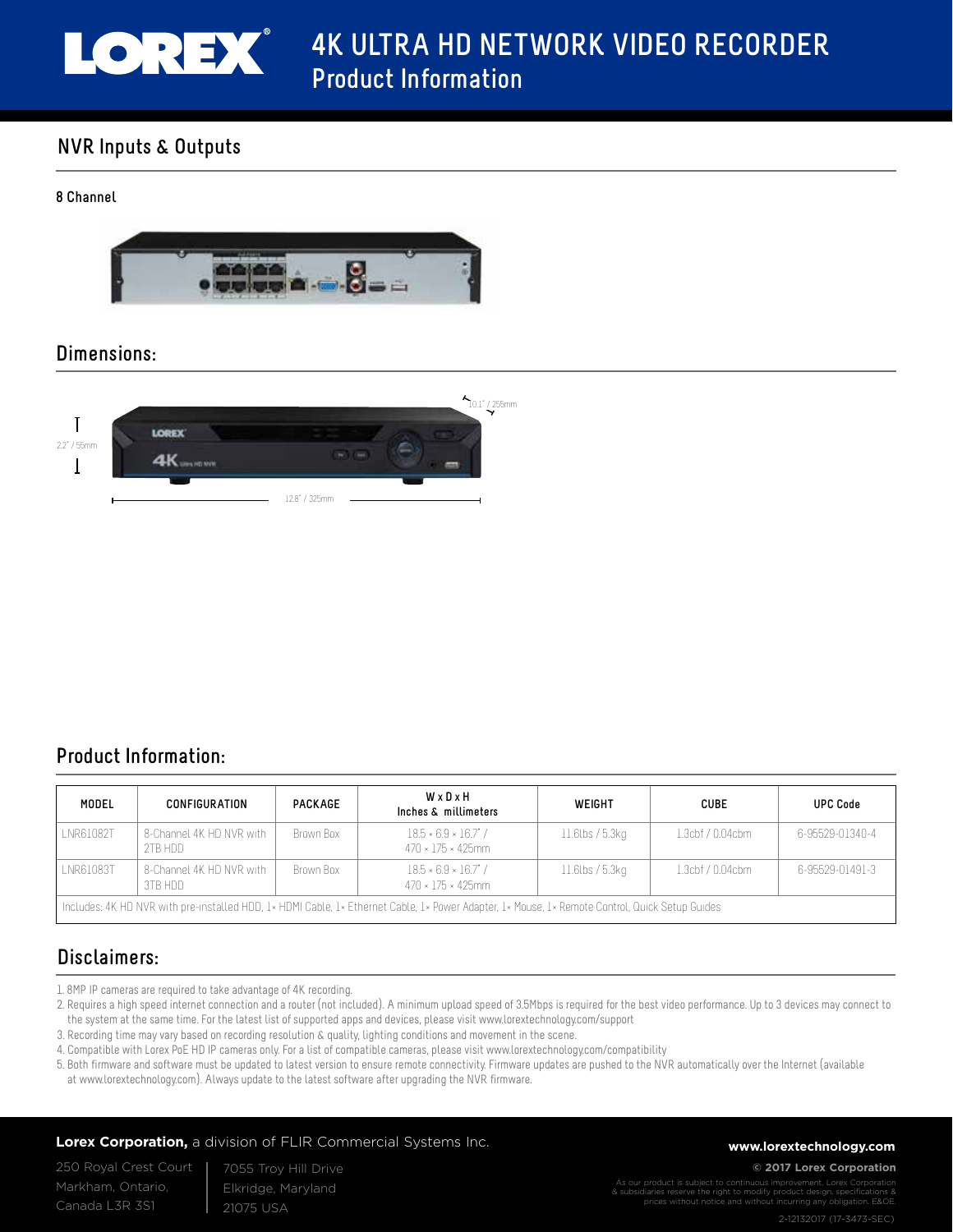# LOREX 4K ULTRA HD NETWORK VIDEO RECORDER

## Product Information

## NVR Inputs & Outputs

**8 Channel**

## Dimensions:

2.2" / 55mm

10.1" / 255mm

12.8" / 325mm

## Product Information:

| MODEL | CONFIGURATION | PACKAGE | W x D x H Inches & millimeters | WEIGHT | CUBE | UPC Code |
|---|---|---|---|---|---|---|
| LNR61082T | 8-Channel 4K HD NVR with 2TB HDD | Brown Box | 18.5 × 6.9 × 16.7" / 470 × 175 × 425mm | 11.6lbs / 5.3kg | 1.3cbf / 0.04cbm | 6-95529-01340-4 |
| LNR61083T | 8-Channel 4K HD NVR with 3TB HDD | Brown Box | 18.5 × 6.9 × 16.7" / 470 × 175 × 425mm | 11.6lbs / 5.3kg | 1.3cbf / 0.04cbm | 6-95529-01491-3 |
| Includes: 4K HD NVR with pre-installed HDD, 1× HDMI Cable, 1× Ethernet Cable, 1× Power Adapter, 1× Mouse, 1× Remote Control, Quick Setup Guides | | | | | | |

## Disclaimers:

1. 8MP IP cameras are required to take advantage of 4K recording.
2. Requires a high speed internet connection and a router (not included). A minimum upload speed of 3.5Mbps is required for the best video performance. Up to 3 devices may connect to the system at the same time. For the latest list of supported apps and devices, please visit www.lorextechnology.com/support
3. Recording time may vary based on recording resolution & quality, lighting conditions and movement in the scene.
4. Compatible with Lorex PoE HD IP cameras only. For a list of compatible cameras, please visit www.lorextechnology.com/compatibility
5. Both firmware and software must be updated to latest version to ensure remote connectivity. Firmware updates are pushed to the NVR automatically over the Internet (available at www.lorextechnology.com). Always update to the latest software after upgrading the NVR firmware.

**Lorex Corporation,** a division of FLIR Commercial Systems Inc.

250 Royal Crest Court
Markham, Ontario,
Canada L3R 3S1

7055 Troy Hill Drive
Elkridge, Maryland
21075 USA

**www.lorextechnology.com**

**© 2017 Lorex Corporation**

As our product is subject to continuous improvement, Lorex Corporation & subsidiaries reserve the right to modify product design, specifications & prices without notice and without incurring any obligation. E&OE.

2-12132017 (17-3473-SEC)